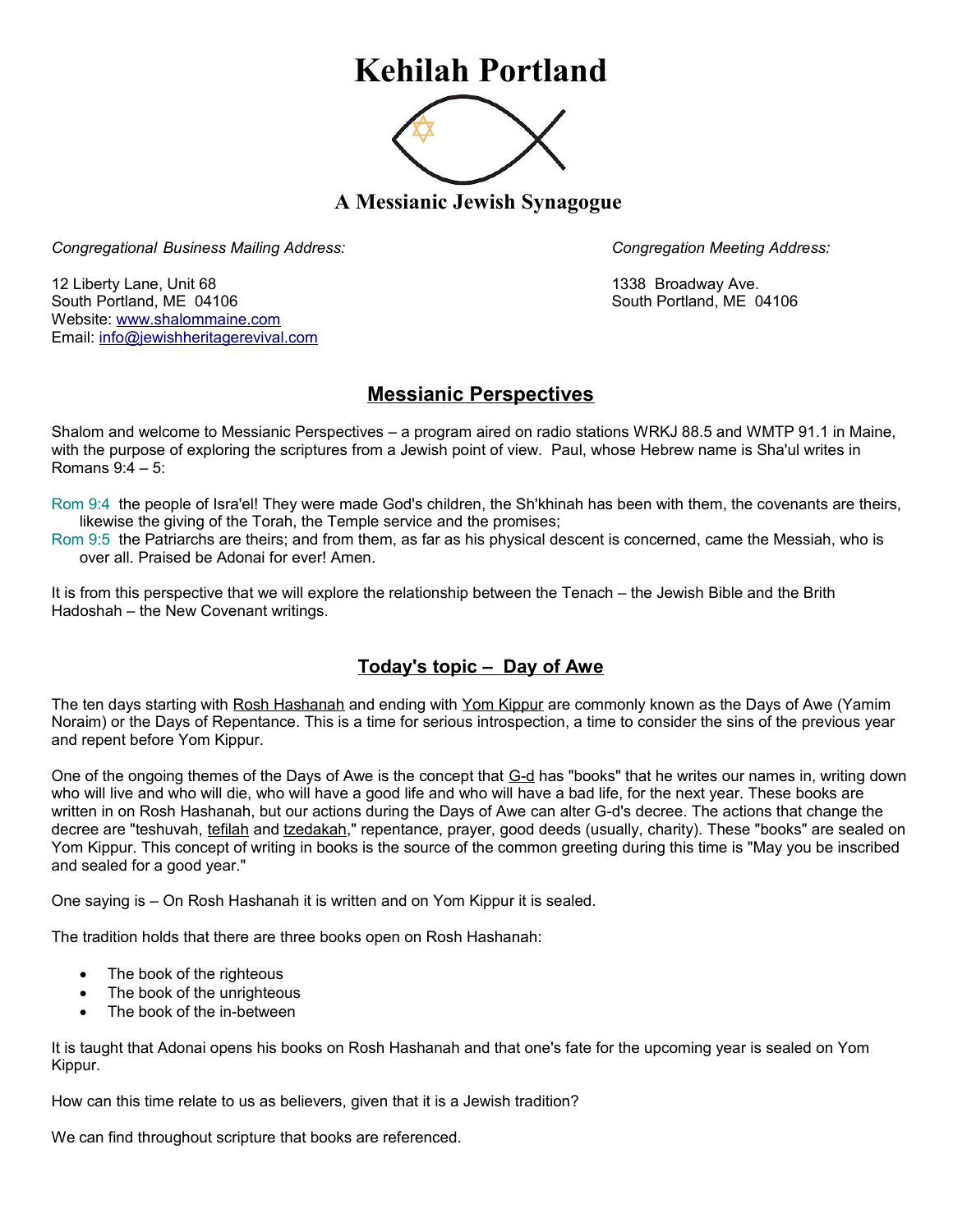# Kehilah Portland

### A Messianic Jewish Synagogue

*Congregational Business Mailing Address:*

12 Liberty Lane, Unit 68
South Portland, ME 04106
Website: www.shalommaine.com
Email: info@jewishheritagerevival.com

*Congregation Meeting Address:*

1338 Broadway Ave.
South Portland, ME 04106

## Messianic Perspectives

Shalom and welcome to Messianic Perspectives – a program aired on radio stations WRKJ 88.5 and WMTP 91.1 in Maine, with the purpose of exploring the scriptures from a Jewish point of view. Paul, whose Hebrew name is Sha'ul writes in Romans 9:4 – 5:

Rom 9:4 the people of Isra'el! They were made God's children, the Sh'khinah has been with them, the covenants are theirs, likewise the giving of the Torah, the Temple service and the promises;
Rom 9:5 the Patriarchs are theirs; and from them, as far as his physical descent is concerned, came the Messiah, who is over all. Praised be Adonai for ever! Amen.

It is from this perspective that we will explore the relationship between the Tenach – the Jewish Bible and the Brith Hadoshah – the New Covenant writings.

## Today's topic – Day of Awe

The ten days starting with Rosh Hashanah and ending with Yom Kippur are commonly known as the Days of Awe (Yamim Noraim) or the Days of Repentance. This is a time for serious introspection, a time to consider the sins of the previous year and repent before Yom Kippur.

One of the ongoing themes of the Days of Awe is the concept that G-d has "books" that he writes our names in, writing down who will live and who will die, who will have a good life and who will have a bad life, for the next year. These books are written in on Rosh Hashanah, but our actions during the Days of Awe can alter G-d's decree. The actions that change the decree are "teshuvah, tefilah and tzedakah," repentance, prayer, good deeds (usually, charity). These "books" are sealed on Yom Kippur. This concept of writing in books is the source of the common greeting during this time is "May you be inscribed and sealed for a good year."

One saying is – On Rosh Hashanah it is written and on Yom Kippur it is sealed.

The tradition holds that there are three books open on Rosh Hashanah:

- The book of the righteous
- The book of the unrighteous
- The book of the in-between

It is taught that Adonai opens his books on Rosh Hashanah and that one's fate for the upcoming year is sealed on Yom Kippur.

How can this time relate to us as believers, given that it is a Jewish tradition?

We can find throughout scripture that books are referenced.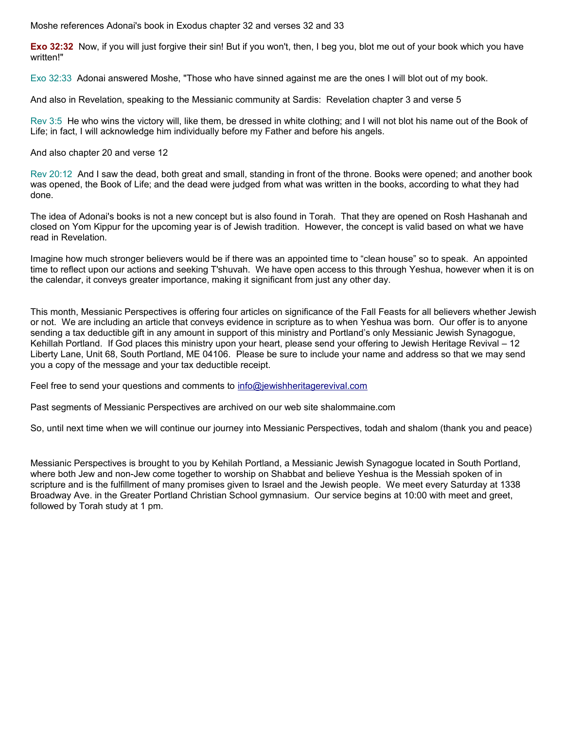Moshe references Adonai's book in Exodus chapter 32 and verses 32 and 33

**Exo 32:32** Now, if you will just forgive their sin! But if you won't, then, I beg you, blot me out of your book which you have written!"

Exo 32:33 Adonai answered Moshe, "Those who have sinned against me are the ones I will blot out of my book.

And also in Revelation, speaking to the Messianic community at Sardis: Revelation chapter 3 and verse 5

Rev 3:5 He who wins the victory will, like them, be dressed in white clothing; and I will not blot his name out of the Book of Life; in fact, I will acknowledge him individually before my Father and before his angels.

And also chapter 20 and verse 12

Rev 20:12 And I saw the dead, both great and small, standing in front of the throne. Books were opened; and another book was opened, the Book of Life; and the dead were judged from what was written in the books, according to what they had done.

The idea of Adonai's books is not a new concept but is also found in Torah. That they are opened on Rosh Hashanah and closed on Yom Kippur for the upcoming year is of Jewish tradition. However, the concept is valid based on what we have read in Revelation.

Imagine how much stronger believers would be if there was an appointed time to "clean house" so to speak. An appointed time to reflect upon our actions and seeking T'shuvah. We have open access to this through Yeshua, however when it is on the calendar, it conveys greater importance, making it significant from just any other day.

This month, Messianic Perspectives is offering four articles on significance of the Fall Feasts for all believers whether Jewish or not. We are including an article that conveys evidence in scripture as to when Yeshua was born. Our offer is to anyone sending a tax deductible gift in any amount in support of this ministry and Portland's only Messianic Jewish Synagogue, Kehillah Portland. If God places this ministry upon your heart, please send your offering to Jewish Heritage Revival – 12 Liberty Lane, Unit 68, South Portland, ME 04106. Please be sure to include your name and address so that we may send you a copy of the message and your tax deductible receipt.

Feel free to send your questions and comments to info@jewishheritagerevival.com

Past segments of Messianic Perspectives are archived on our web site shalommaine.com

So, until next time when we will continue our journey into Messianic Perspectives, todah and shalom (thank you and peace)

Messianic Perspectives is brought to you by Kehilah Portland, a Messianic Jewish Synagogue located in South Portland, where both Jew and non-Jew come together to worship on Shabbat and believe Yeshua is the Messiah spoken of in scripture and is the fulfillment of many promises given to Israel and the Jewish people. We meet every Saturday at 1338 Broadway Ave. in the Greater Portland Christian School gymnasium. Our service begins at 10:00 with meet and greet, followed by Torah study at 1 pm.